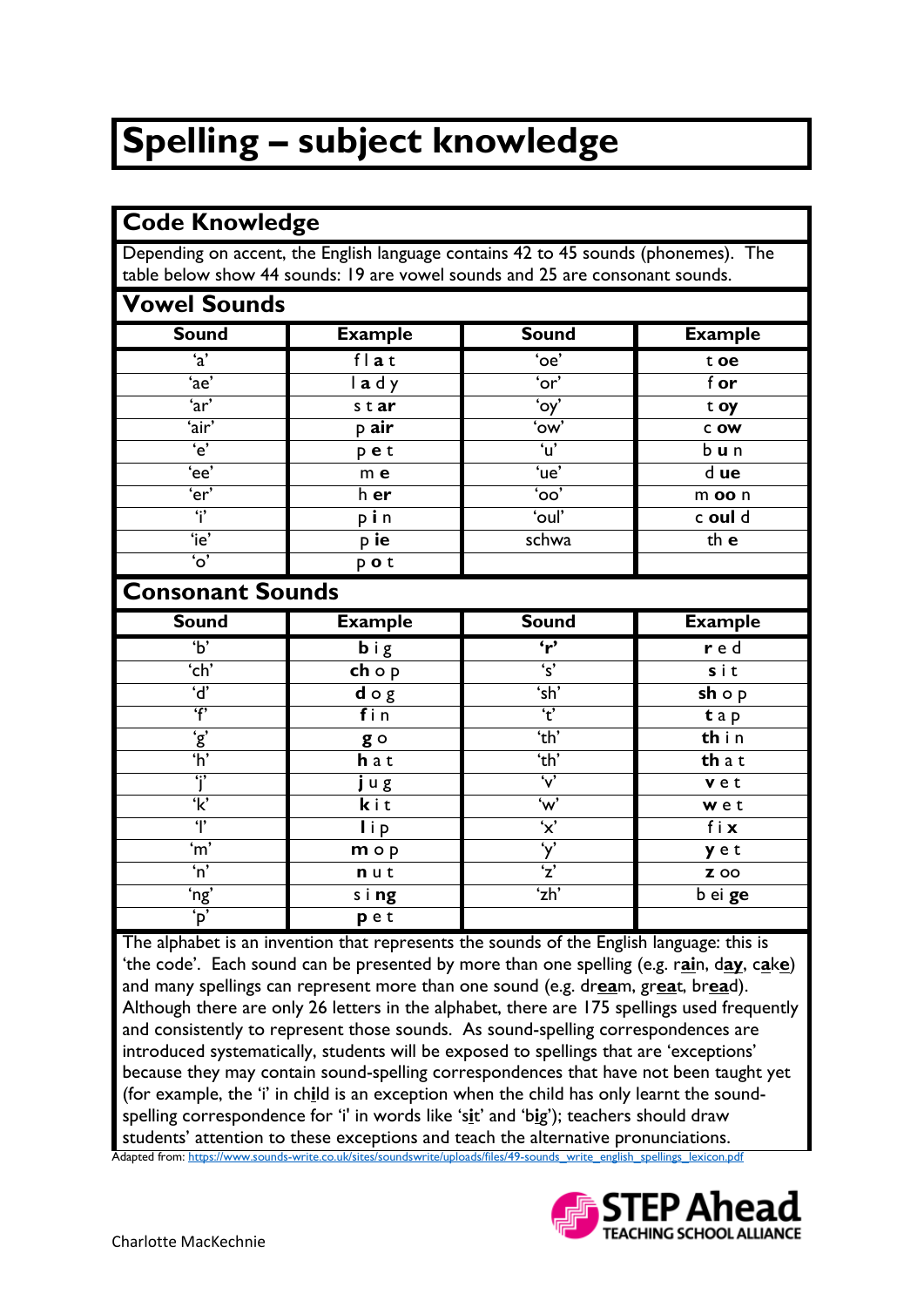# Spelling – subject knowledge

## Code Knowledge

Depending on accent, the English language contains 42 to 45 sounds (phonemes). The table below show 44 sounds: 19 are vowel sounds and 25 are consonant sounds.

### Vowel Sounds

| Sound | Example | Sound | Example |
|---|---|---|---|
| 'a' | f l **a** t | 'oe' | t **oe** |
| 'ae' | l **a** d y | 'or' | f **or** |
| 'ar' | s t **ar** | 'oy' | t **oy** |
| 'air' | p **air** | 'ow' | c **ow** |
| 'e' | p **e** t | 'u' | b **u** n |
| 'ee' | m **e** | 'ue' | d **ue** |
| 'er' | h **er** | 'oo' | m **oo** n |
| 'i' | p **i** n | 'oul' | c **oul** d |
| 'ie' | p **ie** | schwa | th **e** |
| 'o' | p **o** t | | |

### Consonant Sounds

| Sound | Example | Sound | Example |
|---|---|---|---|
| 'b' | **b** i g | **'r'** | **r** e d |
| 'ch' | **ch** o p | 's' | **s** i t |
| 'd' | **d** o g | 'sh' | **sh** o p |
| 'f' | **f** i n | 't' | **t** a p |
| 'g' | **g** o | 'th' | **th** i n |
| 'h' | **h** a t | 'th' | **th** a t |
| 'j' | **j** u g | 'v' | **v** e t |
| 'k' | **k** i t | 'w' | **w** e t |
| 'l' | **l** i p | 'x' | f i **x** |
| 'm' | **m** o p | 'y' | **y** e t |
| 'n' | **n** u t | 'z' | **z** oo |
| 'ng' | s i **ng** | 'zh' | b ei **ge** |
| 'p' | **p** e t | | |

The alphabet is an invention that represents the sounds of the English language: this is 'the code'. Each sound can be presented by more than one spelling (e.g. r**ai**n, d**ay**, c**a**k**e**) and many spellings can represent more than one sound (e.g. dr**ea**m, gr**ea**t, br**ea**d). Although there are only 26 letters in the alphabet, there are 175 spellings used frequently and consistently to represent those sounds. As sound-spelling correspondences are introduced systematically, students will be exposed to spellings that are 'exceptions' because they may contain sound-spelling correspondences that have not been taught yet (for example, the 'i' in ch**i**ld is an exception when the child has only learnt the sound-spelling correspondence for 'i' in words like 's**i**t' and 'b**i**g'); teachers should draw students' attention to these exceptions and teach the alternative pronunciations.

Adapted from: https://www.sounds-write.co.uk/sites/soundswrite/uploads/files/49-sounds_write_english_spellings_lexicon.pdf

Charlotte MacKechnie

STEP Ahead TEACHING SCHOOL ALLIANCE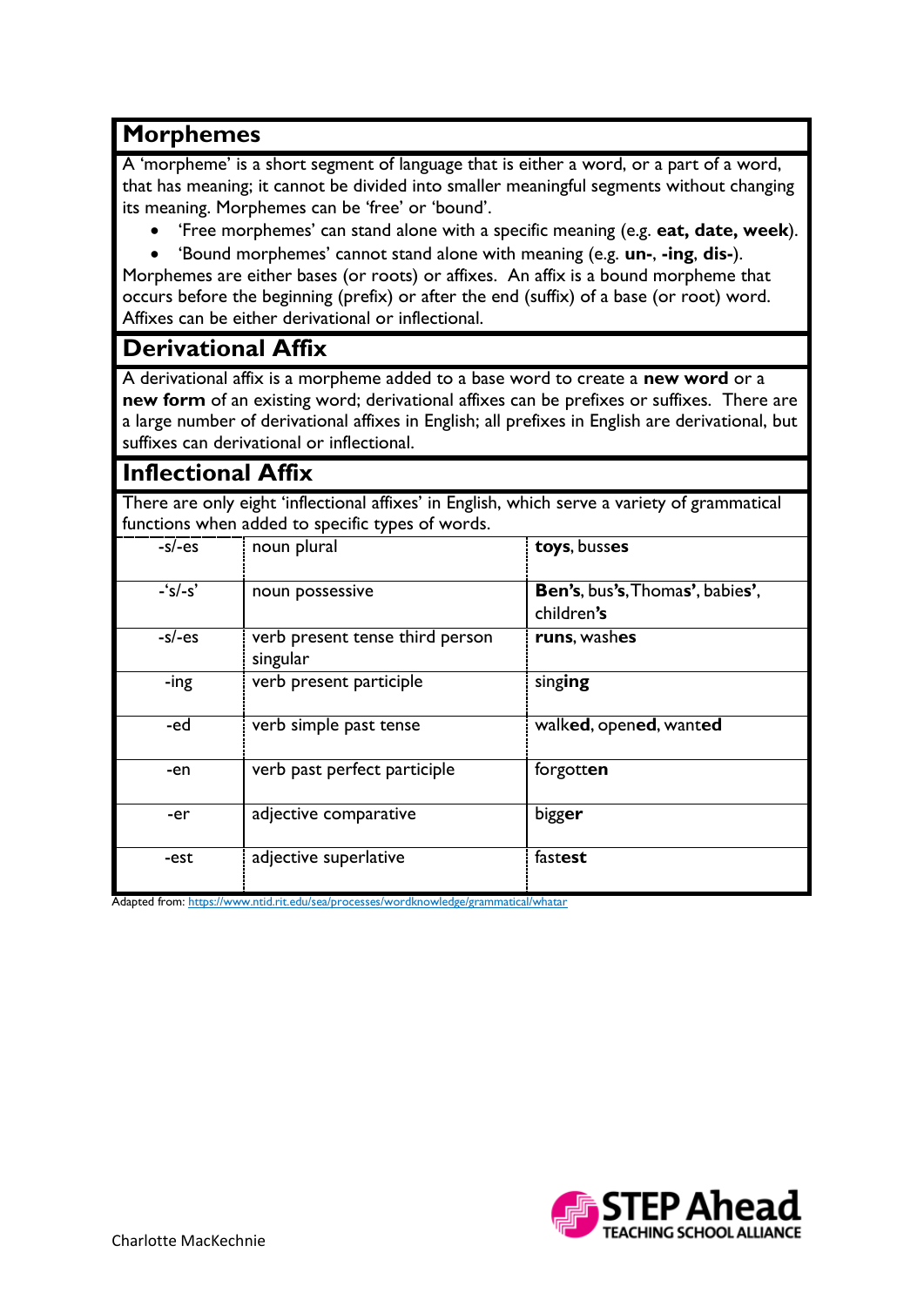## Morphemes

A 'morpheme' is a short segment of language that is either a word, or a part of a word, that has meaning; it cannot be divided into smaller meaningful segments without changing its meaning. Morphemes can be 'free' or 'bound'.

- 'Free morphemes' can stand alone with a specific meaning (e.g. **eat, date, week**).
- 'Bound morphemes' cannot stand alone with meaning (e.g. **un-**, **-ing**, **dis-**).

Morphemes are either bases (or roots) or affixes. An affix is a bound morpheme that occurs before the beginning (prefix) or after the end (suffix) of a base (or root) word. Affixes can be either derivational or inflectional.

## Derivational Affix

A derivational affix is a morpheme added to a base word to create a **new word** or a **new form** of an existing word; derivational affixes can be prefixes or suffixes. There are a large number of derivational affixes in English; all prefixes in English are derivational, but suffixes can derivational or inflectional.

## Inflectional Affix

There are only eight 'inflectional affixes' in English, which serve a variety of grammatical functions when added to specific types of words.

| | | |
|---|---|---|
| -s/-es | noun plural | **toys**, bus**ses** |
| -'s/-s' | noun possessive | **Ben's**, bus**'s**, Thomas**'**, babies**'**, children**'s** |
| -s/-es | verb present tense third person singular | **runs**, wash**es** |
| -ing | verb present participle | sing**ing** |
| -ed | verb simple past tense | walk**ed**, open**ed**, want**ed** |
| -en | verb past perfect participle | forgott**en** |
| -er | adjective comparative | bigg**er** |
| -est | adjective superlative | fast**est** |

Adapted from: https://www.ntid.rit.edu/sea/processes/wordknowledge/grammatical/whatar

Charlotte MacKechnie

STEP Ahead TEACHING SCHOOL ALLIANCE